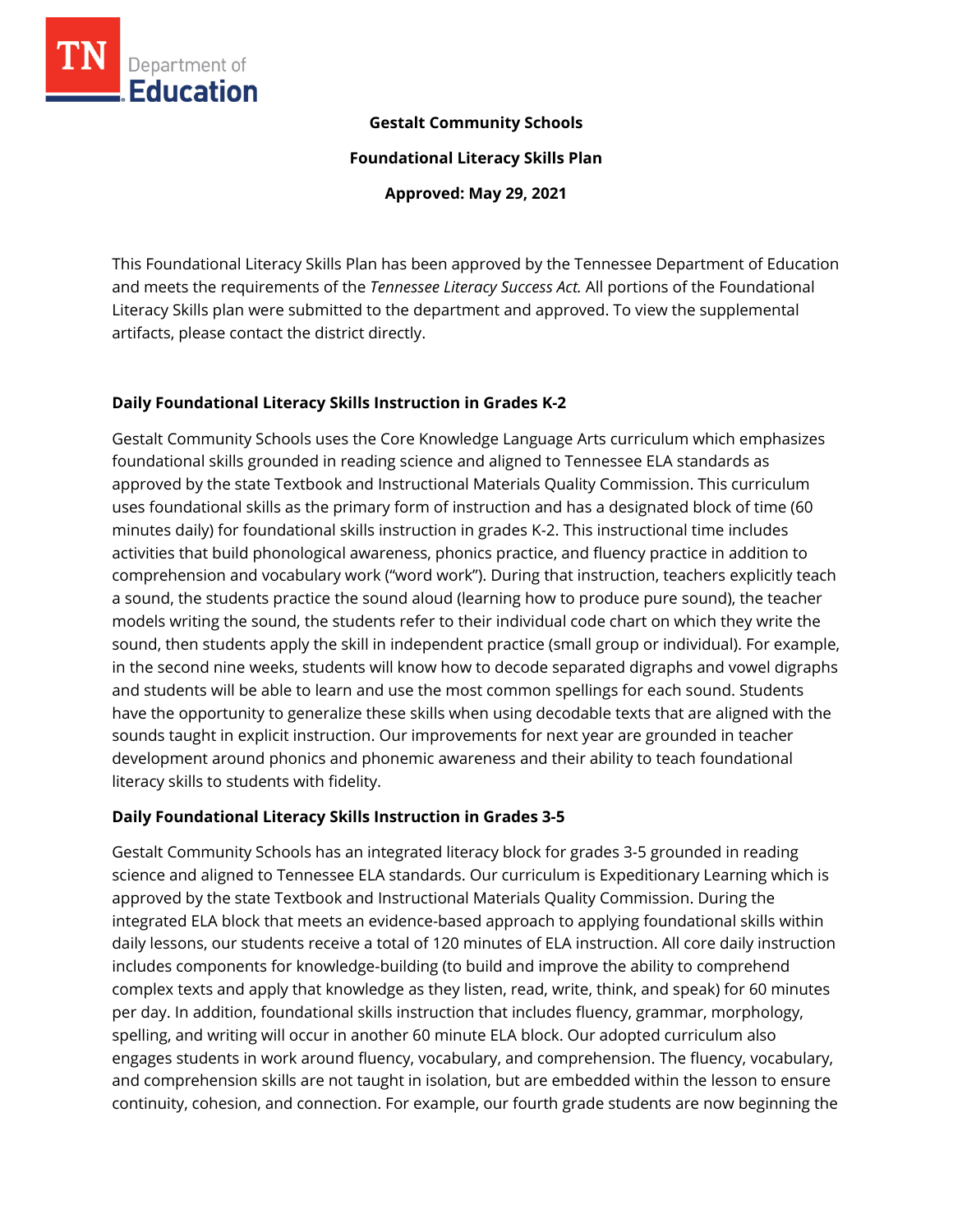**Gestalt Community Schools**

**Foundational Literacy Skills Plan**

**Approved: May 29, 2021**

This Foundational Literacy Skills Plan has been approved by the Tennessee Department of Education and meets the requirements of the *Tennessee Literacy Success Act.* All portions of the Foundational Literacy Skills plan were submitted to the department and approved. To view the supplemental artifacts, please contact the district directly.

## Daily Foundational Literacy Skills Instruction in Grades K-2

Gestalt Community Schools uses the Core Knowledge Language Arts curriculum which emphasizes foundational skills grounded in reading science and aligned to Tennessee ELA standards as approved by the state Textbook and Instructional Materials Quality Commission. This curriculum uses foundational skills as the primary form of instruction and has a designated block of time (60 minutes daily) for foundational skills instruction in grades K-2. This instructional time includes activities that build phonological awareness, phonics practice, and fluency practice in addition to comprehension and vocabulary work ("word work"). During that instruction, teachers explicitly teach a sound, the students practice the sound aloud (learning how to produce pure sound), the teacher models writing the sound, the students refer to their individual code chart on which they write the sound, then students apply the skill in independent practice (small group or individual). For example, in the second nine weeks, students will know how to decode separated digraphs and vowel digraphs and students will be able to learn and use the most common spellings for each sound. Students have the opportunity to generalize these skills when using decodable texts that are aligned with the sounds taught in explicit instruction. Our improvements for next year are grounded in teacher development around phonics and phonemic awareness and their ability to teach foundational literacy skills to students with fidelity.

## Daily Foundational Literacy Skills Instruction in Grades 3-5

Gestalt Community Schools has an integrated literacy block for grades 3-5 grounded in reading science and aligned to Tennessee ELA standards. Our curriculum is Expeditionary Learning which is approved by the state Textbook and Instructional Materials Quality Commission. During the integrated ELA block that meets an evidence-based approach to applying foundational skills within daily lessons, our students receive a total of 120 minutes of ELA instruction. All core daily instruction includes components for knowledge-building (to build and improve the ability to comprehend complex texts and apply that knowledge as they listen, read, write, think, and speak) for 60 minutes per day. In addition, foundational skills instruction that includes fluency, grammar, morphology, spelling, and writing will occur in another 60 minute ELA block. Our adopted curriculum also engages students in work around fluency, vocabulary, and comprehension. The fluency, vocabulary, and comprehension skills are not taught in isolation, but are embedded within the lesson to ensure continuity, cohesion, and connection. For example, our fourth grade students are now beginning the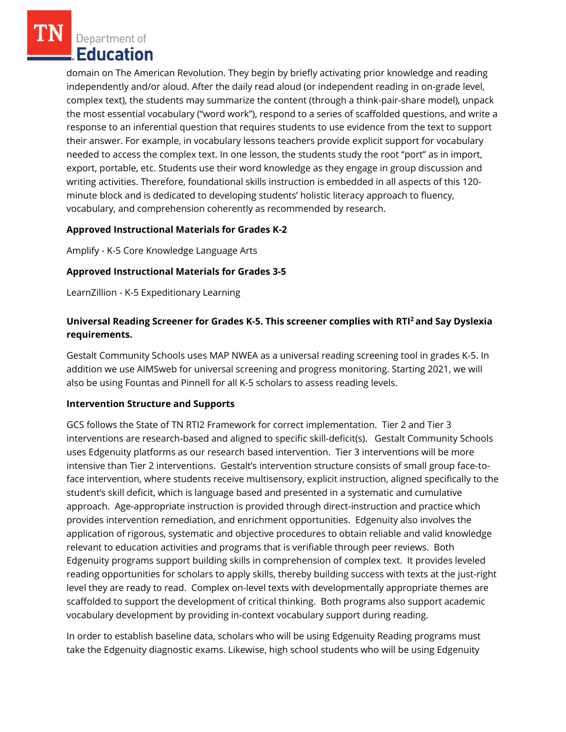domain on The American Revolution. They begin by briefly activating prior knowledge and reading independently and/or aloud. After the daily read aloud (or independent reading in on-grade level, complex text), the students may summarize the content (through a think-pair-share model), unpack the most essential vocabulary ("word work"), respond to a series of scaffolded questions, and write a response to an inferential question that requires students to use evidence from the text to support their answer. For example, in vocabulary lessons teachers provide explicit support for vocabulary needed to access the complex text. In one lesson, the students study the root "port" as in import, export, portable, etc. Students use their word knowledge as they engage in group discussion and writing activities. Therefore, foundational skills instruction is embedded in all aspects of this 120-minute block and is dedicated to developing students' holistic literacy approach to fluency, vocabulary, and comprehension coherently as recommended by research.

**Approved Instructional Materials for Grades K-2**

Amplify - K-5 Core Knowledge Language Arts

**Approved Instructional Materials for Grades 3-5**

LearnZillion - K-5 Expeditionary Learning

**Universal Reading Screener for Grades K-5. This screener complies with RTI² and Say Dyslexia requirements.**

Gestalt Community Schools uses MAP NWEA as a universal reading screening tool in grades K-5. In addition we use AIMSweb for universal screening and progress monitoring. Starting 2021, we will also be using Fountas and Pinnell for all K-5 scholars to assess reading levels.

**Intervention Structure and Supports**

GCS follows the State of TN RTI2 Framework for correct implementation. Tier 2 and Tier 3 interventions are research-based and aligned to specific skill-deficit(s). Gestalt Community Schools uses Edgenuity platforms as our research based intervention. Tier 3 interventions will be more intensive than Tier 2 interventions. Gestalt's intervention structure consists of small group face-to-face intervention, where students receive multisensory, explicit instruction, aligned specifically to the student's skill deficit, which is language based and presented in a systematic and cumulative approach. Age-appropriate instruction is provided through direct-instruction and practice which provides intervention remediation, and enrichment opportunities. Edgenuity also involves the application of rigorous, systematic and objective procedures to obtain reliable and valid knowledge relevant to education activities and programs that is verifiable through peer reviews. Both Edgenuity programs support building skills in comprehension of complex text. It provides leveled reading opportunities for scholars to apply skills, thereby building success with texts at the just-right level they are ready to read. Complex on-level texts with developmentally appropriate themes are scaffolded to support the development of critical thinking. Both programs also support academic vocabulary development by providing in-context vocabulary support during reading.

In order to establish baseline data, scholars who will be using Edgenuity Reading programs must take the Edgenuity diagnostic exams. Likewise, high school students who will be using Edgenuity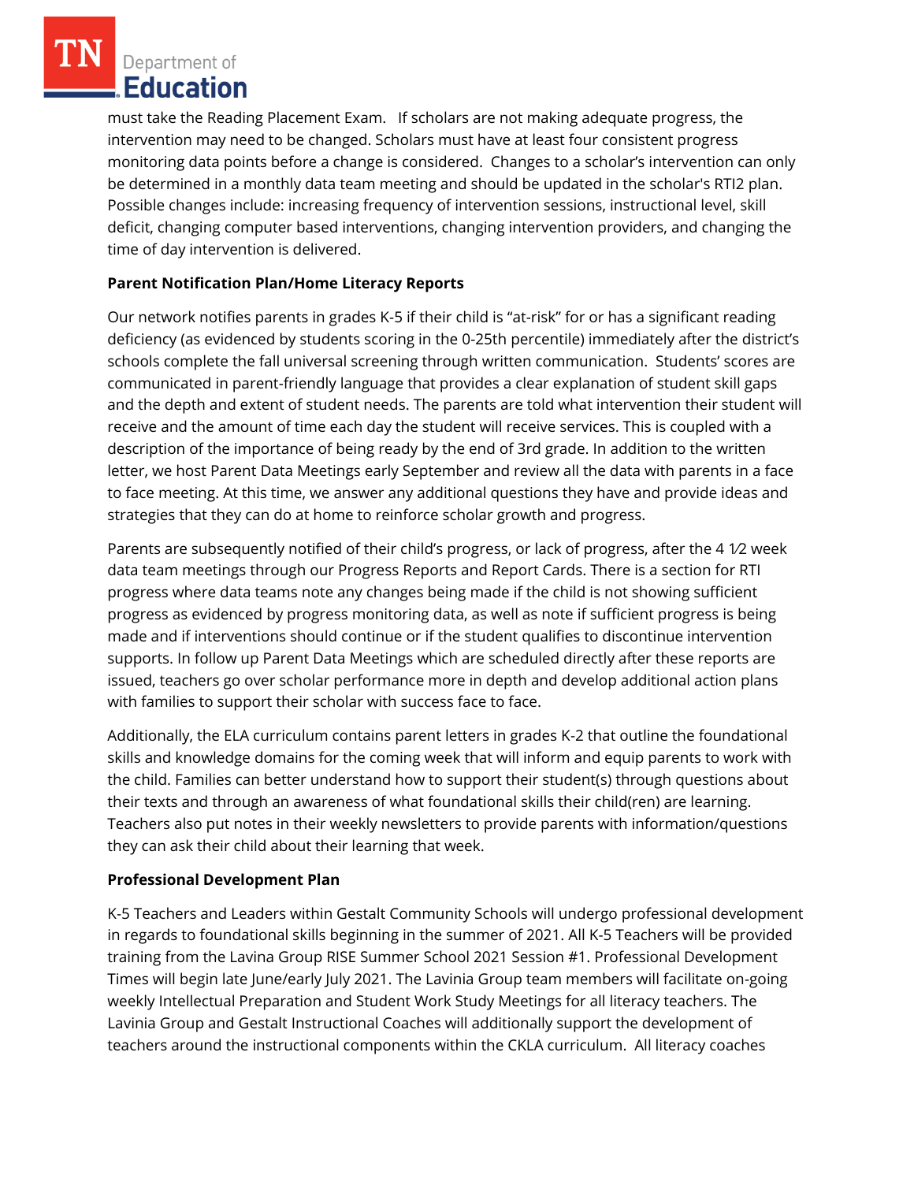must take the Reading Placement Exam. If scholars are not making adequate progress, the intervention may need to be changed. Scholars must have at least four consistent progress monitoring data points before a change is considered. Changes to a scholar's intervention can only be determined in a monthly data team meeting and should be updated in the scholar's RTI2 plan. Possible changes include: increasing frequency of intervention sessions, instructional level, skill deficit, changing computer based interventions, changing intervention providers, and changing the time of day intervention is delivered.

**Parent Notification Plan/Home Literacy Reports**

Our network notifies parents in grades K-5 if their child is "at-risk" for or has a significant reading deficiency (as evidenced by students scoring in the 0-25th percentile) immediately after the district's schools complete the fall universal screening through written communication. Students' scores are communicated in parent-friendly language that provides a clear explanation of student skill gaps and the depth and extent of student needs. The parents are told what intervention their student will receive and the amount of time each day the student will receive services. This is coupled with a description of the importance of being ready by the end of 3rd grade. In addition to the written letter, we host Parent Data Meetings early September and review all the data with parents in a face to face meeting. At this time, we answer any additional questions they have and provide ideas and strategies that they can do at home to reinforce scholar growth and progress.

Parents are subsequently notified of their child's progress, or lack of progress, after the 4 1⁄2 week data team meetings through our Progress Reports and Report Cards. There is a section for RTI progress where data teams note any changes being made if the child is not showing sufficient progress as evidenced by progress monitoring data, as well as note if sufficient progress is being made and if interventions should continue or if the student qualifies to discontinue intervention supports. In follow up Parent Data Meetings which are scheduled directly after these reports are issued, teachers go over scholar performance more in depth and develop additional action plans with families to support their scholar with success face to face.

Additionally, the ELA curriculum contains parent letters in grades K-2 that outline the foundational skills and knowledge domains for the coming week that will inform and equip parents to work with the child. Families can better understand how to support their student(s) through questions about their texts and through an awareness of what foundational skills their child(ren) are learning. Teachers also put notes in their weekly newsletters to provide parents with information/questions they can ask their child about their learning that week.

**Professional Development Plan**

K-5 Teachers and Leaders within Gestalt Community Schools will undergo professional development in regards to foundational skills beginning in the summer of 2021. All K-5 Teachers will be provided training from the Lavina Group RISE Summer School 2021 Session #1. Professional Development Times will begin late June/early July 2021. The Lavinia Group team members will facilitate on-going weekly Intellectual Preparation and Student Work Study Meetings for all literacy teachers. The Lavinia Group and Gestalt Instructional Coaches will additionally support the development of teachers around the instructional components within the CKLA curriculum. All literacy coaches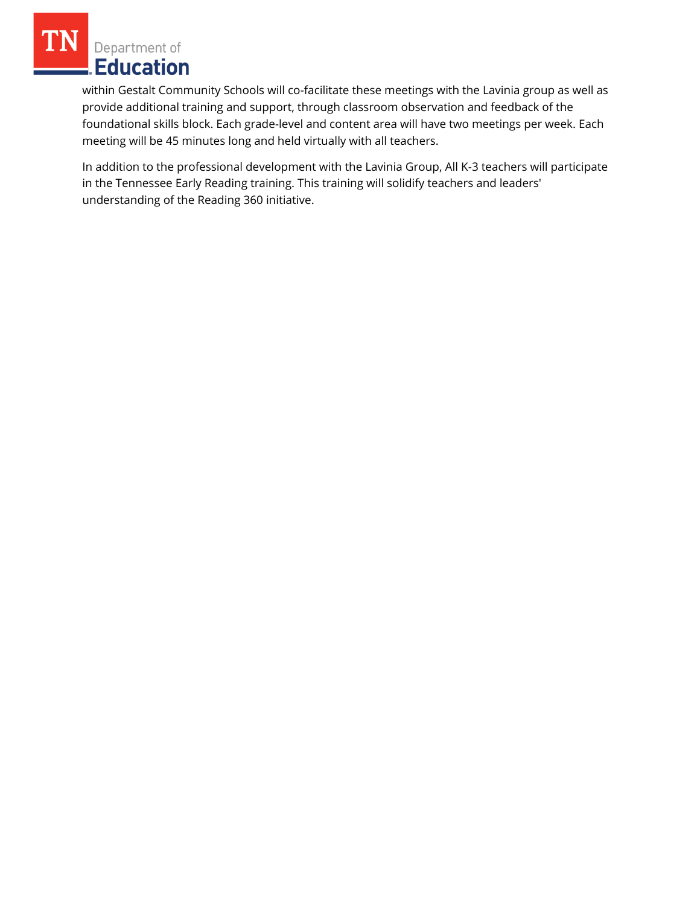within Gestalt Community Schools will co-facilitate these meetings with the Lavinia group as well as provide additional training and support, through classroom observation and feedback of the foundational skills block. Each grade-level and content area will have two meetings per week. Each meeting will be 45 minutes long and held virtually with all teachers.

In addition to the professional development with the Lavinia Group, All K-3 teachers will participate in the Tennessee Early Reading training. This training will solidify teachers and leaders' understanding of the Reading 360 initiative.